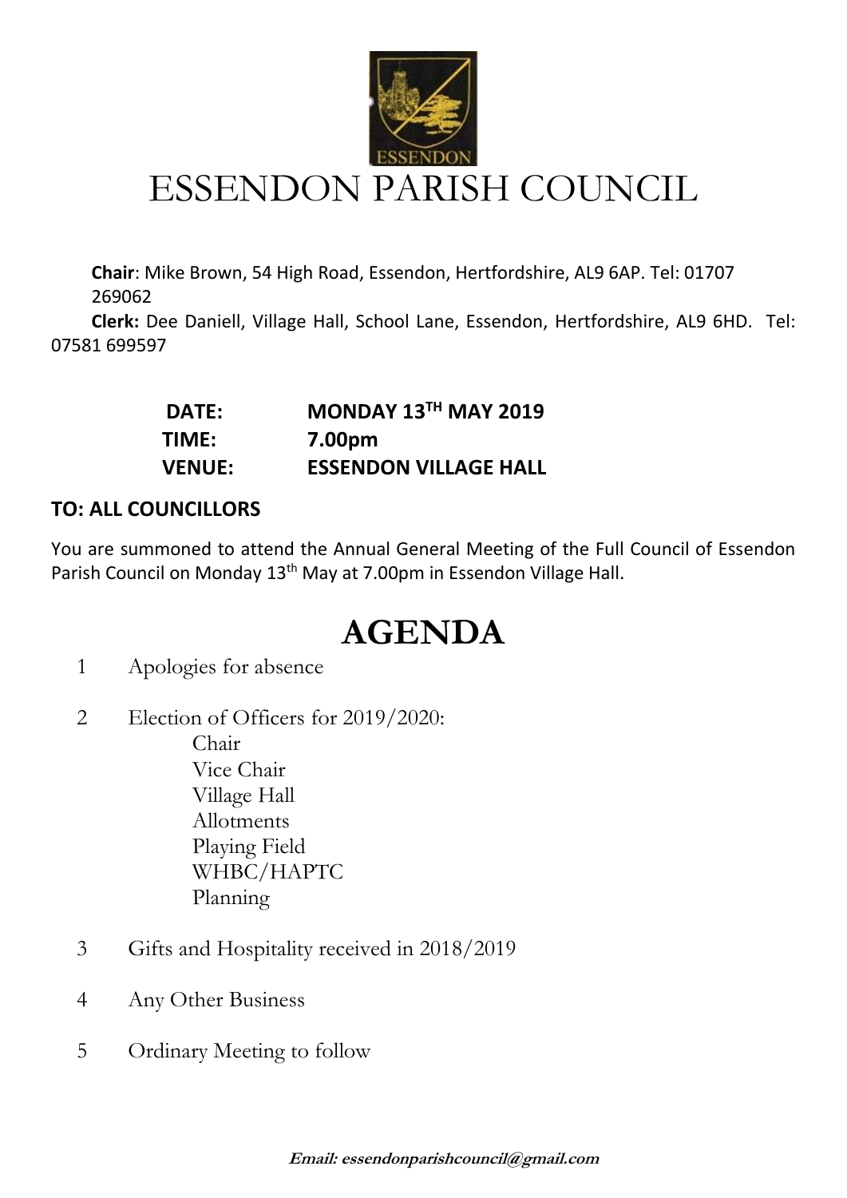# ESSENDON PARISH COUNCIL

**Chair**: Mike Brown, 54 High Road, Essendon, Hertfordshire, AL9 6AP. Tel: 01707 269062

**Clerk:** Dee Daniell, Village Hall, School Lane, Essendon, Hertfordshire, AL9 6HD. Tel: 07581 699597

| | |
|---|---|
| **DATE:** | **MONDAY 13TH MAY 2019** |
| **TIME:** | **7.00pm** |
| **VENUE:** | **ESSENDON VILLAGE HALL** |

**TO: ALL COUNCILLORS**

You are summoned to attend the Annual General Meeting of the Full Council of Essendon Parish Council on Monday 13th May at 7.00pm in Essendon Village Hall.

# AGENDA

1. Apologies for absence
2. Election of Officers for 2019/2020:
   - Chair
   - Vice Chair
   - Village Hall
   - Allotments
   - Playing Field
   - WHBC/HAPTC
   - Planning
3. Gifts and Hospitality received in 2018/2019
4. Any Other Business
5. Ordinary Meeting to follow

***Email: essendonparishcouncil@gmail.com***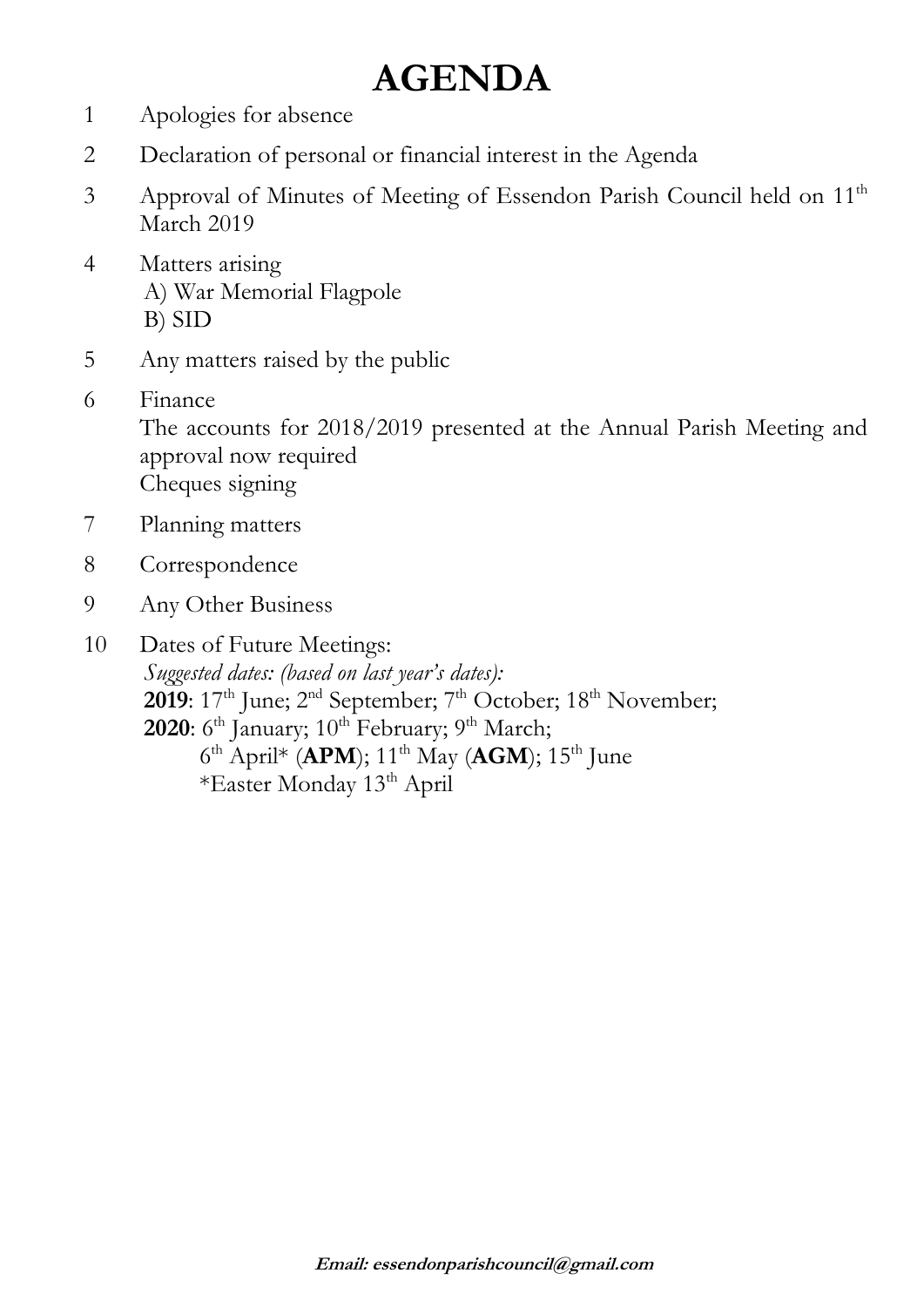# AGENDA

1. Apologies for absence
2. Declaration of personal or financial interest in the Agenda
3. Approval of Minutes of Meeting of Essendon Parish Council held on 11th March 2019
4. Matters arising
   A) War Memorial Flagpole
   B) SID
5. Any matters raised by the public
6. Finance
   The accounts for 2018/2019 presented at the Annual Parish Meeting and approval now required
   Cheques signing
7. Planning matters
8. Correspondence
9. Any Other Business
10. Dates of Future Meetings:
    *Suggested dates: (based on last year's dates):*
    **2019**: 17th June; 2nd September; 7th October; 18th November;
    **2020**: 6th January; 10th February; 9th March;
    6th April* (**APM**); 11th May (**AGM**); 15th June
    *Easter Monday 13th April

**Email: essendonparishcouncil@gmail.com**